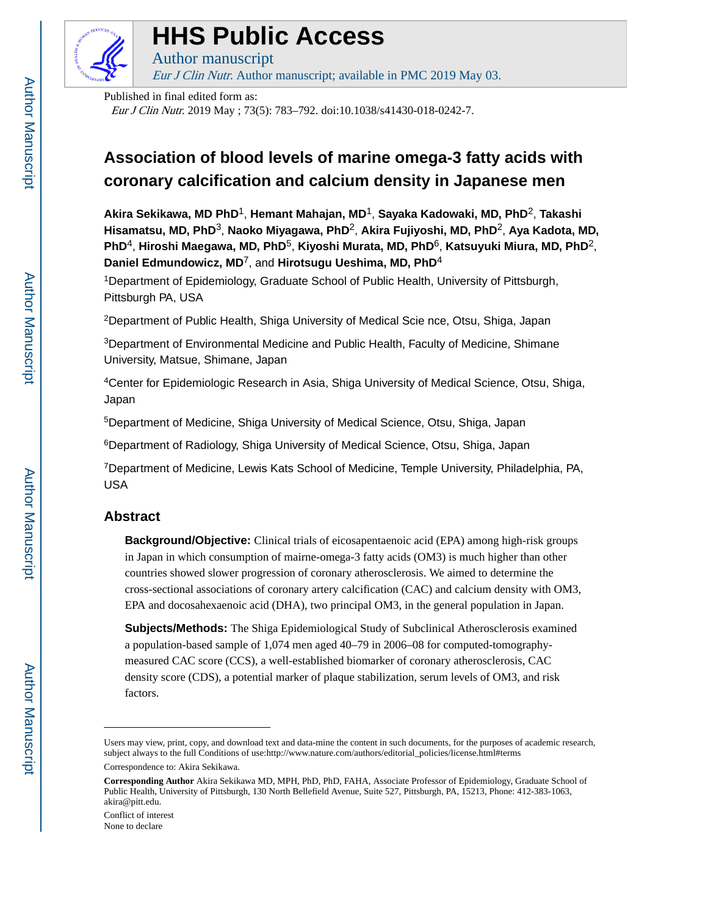# HHS Public Access

Author manuscript

*Eur J Clin Nutr*. Author manuscript; available in PMC 2019 May 03.

Published in final edited form as:

*Eur J Clin Nutr*. 2019 May ; 73(5): 783–792. doi:10.1038/s41430-018-0242-7.

# Association of blood levels of marine omega-3 fatty acids with coronary calcification and calcium density in Japanese men

**Akira Sekikawa, MD PhD**[1], **Hemant Mahajan, MD**[1], **Sayaka Kadowaki, MD, PhD**[2], **Takashi Hisamatsu, MD, PhD**[3], **Naoko Miyagawa, PhD**[2], **Akira Fujiyoshi, MD, PhD**[2], **Aya Kadota, MD, PhD**[4], **Hiroshi Maegawa, MD, PhD**[5], **Kiyoshi Murata, MD, PhD**[6], **Katsuyuki Miura, MD, PhD**[2], **Daniel Edmundowicz, MD**[7], and **Hirotsugu Ueshima, MD, PhD**[4]

[1]Department of Epidemiology, Graduate School of Public Health, University of Pittsburgh, Pittsburgh PA, USA

[2]Department of Public Health, Shiga University of Medical Scie nce, Otsu, Shiga, Japan

[3]Department of Environmental Medicine and Public Health, Faculty of Medicine, Shimane University, Matsue, Shimane, Japan

[4]Center for Epidemiologic Research in Asia, Shiga University of Medical Science, Otsu, Shiga, Japan

[5]Department of Medicine, Shiga University of Medical Science, Otsu, Shiga, Japan

[6]Department of Radiology, Shiga University of Medical Science, Otsu, Shiga, Japan

[7]Department of Medicine, Lewis Kats School of Medicine, Temple University, Philadelphia, PA, USA

## Abstract

**Background/Objective:** Clinical trials of eicosapentaenoic acid (EPA) among high-risk groups in Japan in which consumption of mairne-omega-3 fatty acids (OM3) is much higher than other countries showed slower progression of coronary atherosclerosis. We aimed to determine the cross-sectional associations of coronary artery calcification (CAC) and calcium density with OM3, EPA and docosahexaenoic acid (DHA), two principal OM3, in the general population in Japan.

**Subjects/Methods:** The Shiga Epidemiological Study of Subclinical Atherosclerosis examined a population-based sample of 1,074 men aged 40–79 in 2006–08 for computed-tomography-measured CAC score (CCS), a well-established biomarker of coronary atherosclerosis, CAC density score (CDS), a potential marker of plaque stabilization, serum levels of OM3, and risk factors.

---

Users may view, print, copy, and download text and data-mine the content in such documents, for the purposes of academic research, subject always to the full Conditions of use:http://www.nature.com/authors/editorial_policies/license.html#terms

Correspondence to: Akira Sekikawa.

**Corresponding Author** Akira Sekikawa MD, MPH, PhD, PhD, FAHA, Associate Professor of Epidemiology, Graduate School of Public Health, University of Pittsburgh, 130 North Bellefield Avenue, Suite 527, Pittsburgh, PA, 15213, Phone: 412-383-1063, akira@pitt.edu.

Conflict of interest

None to declare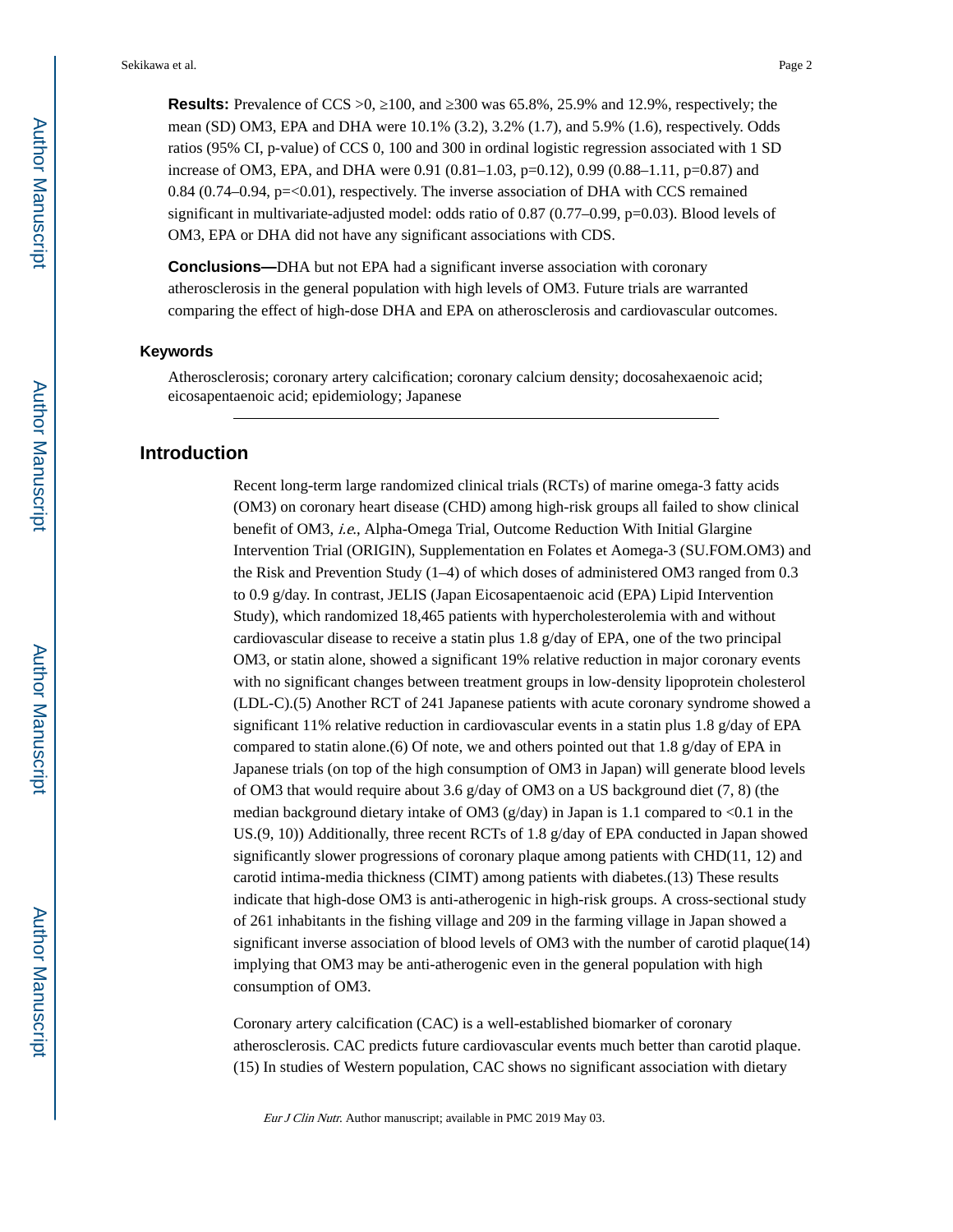**Results:** Prevalence of CCS >0, ≥100, and ≥300 was 65.8%, 25.9% and 12.9%, respectively; the mean (SD) OM3, EPA and DHA were 10.1% (3.2), 3.2% (1.7), and 5.9% (1.6), respectively. Odds ratios (95% CI, p-value) of CCS 0, 100 and 300 in ordinal logistic regression associated with 1 SD increase of OM3, EPA, and DHA were 0.91 (0.81–1.03, p=0.12), 0.99 (0.88–1.11, p=0.87) and 0.84 (0.74–0.94, p=<0.01), respectively. The inverse association of DHA with CCS remained significant in multivariate-adjusted model: odds ratio of 0.87 (0.77–0.99, p=0.03). Blood levels of OM3, EPA or DHA did not have any significant associations with CDS.

**Conclusions—**DHA but not EPA had a significant inverse association with coronary atherosclerosis in the general population with high levels of OM3. Future trials are warranted comparing the effect of high-dose DHA and EPA on atherosclerosis and cardiovascular outcomes.

### Keywords

Atherosclerosis; coronary artery calcification; coronary calcium density; docosahexaenoic acid; eicosapentaenoic acid; epidemiology; Japanese

## Introduction

Recent long-term large randomized clinical trials (RCTs) of marine omega-3 fatty acids (OM3) on coronary heart disease (CHD) among high-risk groups all failed to show clinical benefit of OM3, *i.e.*, Alpha-Omega Trial, Outcome Reduction With Initial Glargine Intervention Trial (ORIGIN), Supplementation en Folates et Aomega-3 (SU.FOM.OM3) and the Risk and Prevention Study (1–4) of which doses of administered OM3 ranged from 0.3 to 0.9 g/day. In contrast, JELIS (Japan Eicosapentaenoic acid (EPA) Lipid Intervention Study), which randomized 18,465 patients with hypercholesterolemia with and without cardiovascular disease to receive a statin plus 1.8 g/day of EPA, one of the two principal OM3, or statin alone, showed a significant 19% relative reduction in major coronary events with no significant changes between treatment groups in low-density lipoprotein cholesterol (LDL-C).(5) Another RCT of 241 Japanese patients with acute coronary syndrome showed a significant 11% relative reduction in cardiovascular events in a statin plus 1.8 g/day of EPA compared to statin alone.(6) Of note, we and others pointed out that 1.8 g/day of EPA in Japanese trials (on top of the high consumption of OM3 in Japan) will generate blood levels of OM3 that would require about 3.6 g/day of OM3 on a US background diet (7, 8) (the median background dietary intake of OM3 (g/day) in Japan is 1.1 compared to <0.1 in the US.(9, 10)) Additionally, three recent RCTs of 1.8 g/day of EPA conducted in Japan showed significantly slower progressions of coronary plaque among patients with CHD(11, 12) and carotid intima-media thickness (CIMT) among patients with diabetes.(13) These results indicate that high-dose OM3 is anti-atherogenic in high-risk groups. A cross-sectional study of 261 inhabitants in the fishing village and 209 in the farming village in Japan showed a significant inverse association of blood levels of OM3 with the number of carotid plaque(14) implying that OM3 may be anti-atherogenic even in the general population with high consumption of OM3.

Coronary artery calcification (CAC) is a well-established biomarker of coronary atherosclerosis. CAC predicts future cardiovascular events much better than carotid plaque.(15) In studies of Western population, CAC shows no significant association with dietary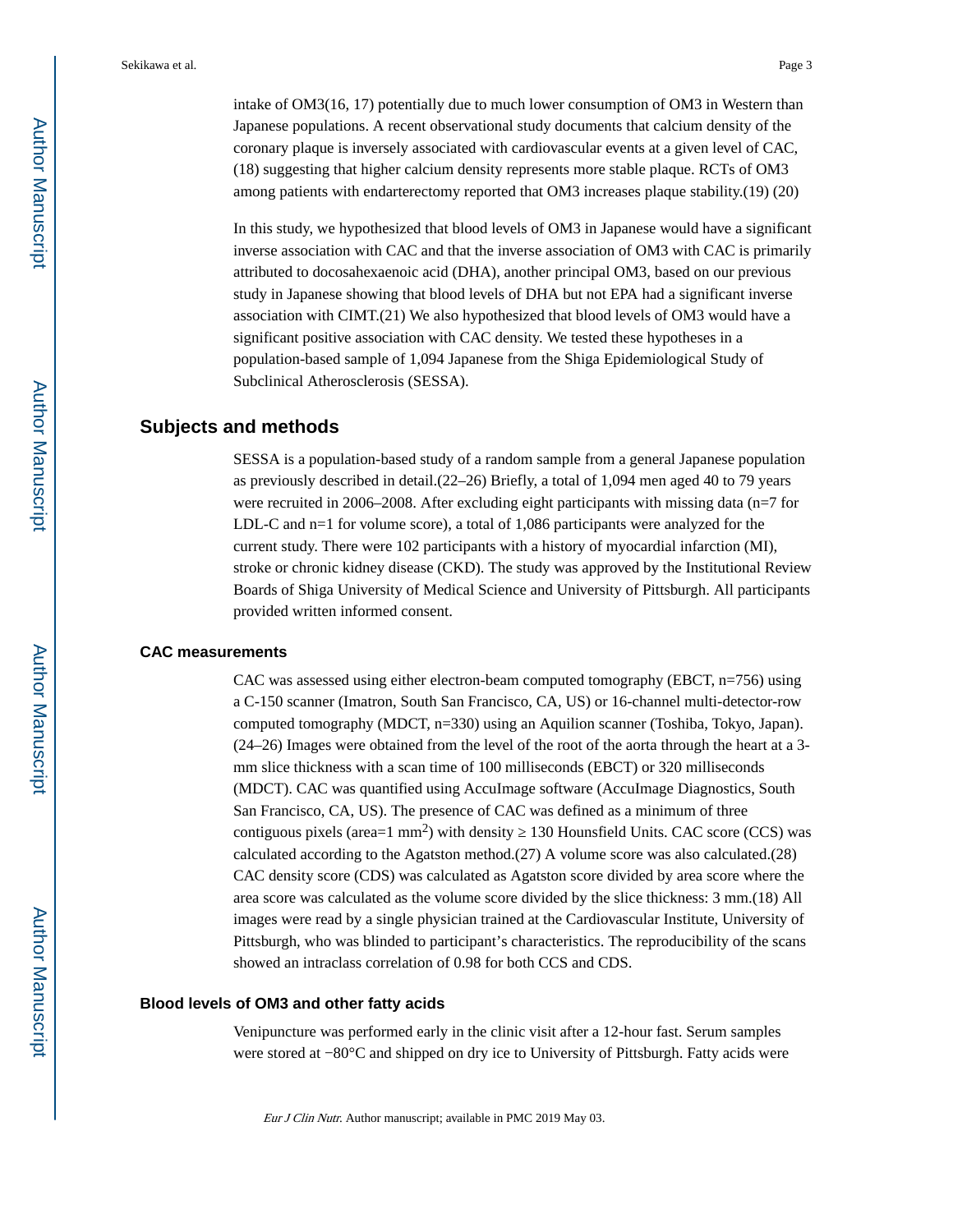intake of OM3(16, 17) potentially due to much lower consumption of OM3 in Western than Japanese populations. A recent observational study documents that calcium density of the coronary plaque is inversely associated with cardiovascular events at a given level of CAC,(18) suggesting that higher calcium density represents more stable plaque. RCTs of OM3 among patients with endarterectomy reported that OM3 increases plaque stability.(19) (20)

In this study, we hypothesized that blood levels of OM3 in Japanese would have a significant inverse association with CAC and that the inverse association of OM3 with CAC is primarily attributed to docosahexaenoic acid (DHA), another principal OM3, based on our previous study in Japanese showing that blood levels of DHA but not EPA had a significant inverse association with CIMT.(21) We also hypothesized that blood levels of OM3 would have a significant positive association with CAC density. We tested these hypotheses in a population-based sample of 1,094 Japanese from the Shiga Epidemiological Study of Subclinical Atherosclerosis (SESSA).

## Subjects and methods

SESSA is a population-based study of a random sample from a general Japanese population as previously described in detail.(22–26) Briefly, a total of 1,094 men aged 40 to 79 years were recruited in 2006–2008. After excluding eight participants with missing data (n=7 for LDL-C and n=1 for volume score), a total of 1,086 participants were analyzed for the current study. There were 102 participants with a history of myocardial infarction (MI), stroke or chronic kidney disease (CKD). The study was approved by the Institutional Review Boards of Shiga University of Medical Science and University of Pittsburgh. All participants provided written informed consent.

### CAC measurements

CAC was assessed using either electron-beam computed tomography (EBCT, n=756) using a C-150 scanner (Imatron, South San Francisco, CA, US) or 16-channel multi-detector-row computed tomography (MDCT, n=330) using an Aquilion scanner (Toshiba, Tokyo, Japan).(24–26) Images were obtained from the level of the root of the aorta through the heart at a 3-mm slice thickness with a scan time of 100 milliseconds (EBCT) or 320 milliseconds (MDCT). CAC was quantified using AccuImage software (AccuImage Diagnostics, South San Francisco, CA, US). The presence of CAC was defined as a minimum of three contiguous pixels (area=1 $mm^2$) with density ≥ 130 Hounsfield Units. CAC score (CCS) was calculated according to the Agatston method.(27) A volume score was also calculated.(28) CAC density score (CDS) was calculated as Agatston score divided by area score where the area score was calculated as the volume score divided by the slice thickness: 3 mm.(18) All images were read by a single physician trained at the Cardiovascular Institute, University of Pittsburgh, who was blinded to participant's characteristics. The reproducibility of the scans showed an intraclass correlation of 0.98 for both CCS and CDS.

### Blood levels of OM3 and other fatty acids

Venipuncture was performed early in the clinic visit after a 12-hour fast. Serum samples were stored at −80°C and shipped on dry ice to University of Pittsburgh. Fatty acids were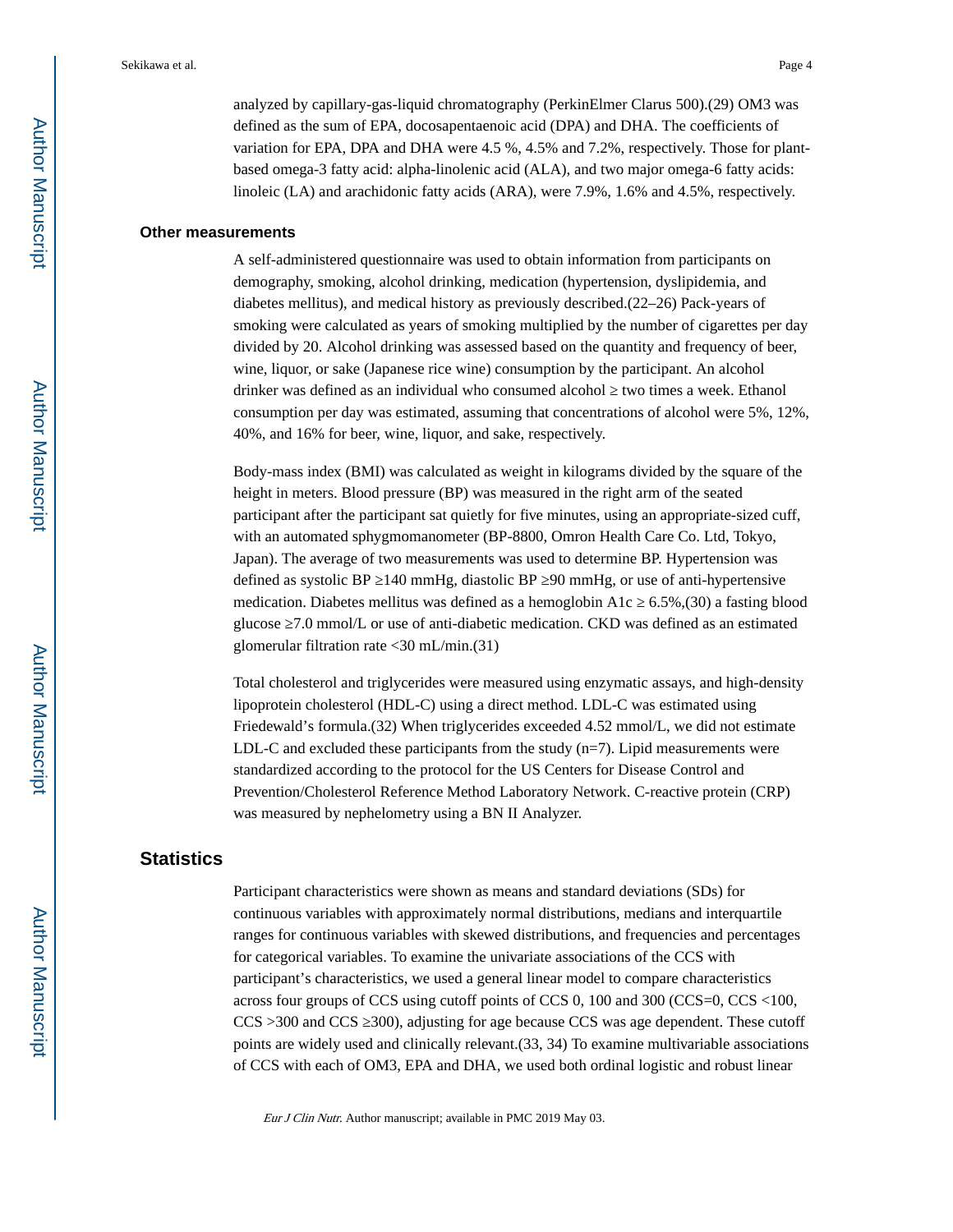analyzed by capillary-gas-liquid chromatography (PerkinElmer Clarus 500).(29) OM3 was defined as the sum of EPA, docosapentaenoic acid (DPA) and DHA. The coefficients of variation for EPA, DPA and DHA were 4.5 %, 4.5% and 7.2%, respectively. Those for plant-based omega-3 fatty acid: alpha-linolenic acid (ALA), and two major omega-6 fatty acids: linoleic (LA) and arachidonic fatty acids (ARA), were 7.9%, 1.6% and 4.5%, respectively.

### Other measurements

A self-administered questionnaire was used to obtain information from participants on demography, smoking, alcohol drinking, medication (hypertension, dyslipidemia, and diabetes mellitus), and medical history as previously described.(22–26) Pack-years of smoking were calculated as years of smoking multiplied by the number of cigarettes per day divided by 20. Alcohol drinking was assessed based on the quantity and frequency of beer, wine, liquor, or sake (Japanese rice wine) consumption by the participant. An alcohol drinker was defined as an individual who consumed alcohol ≥ two times a week. Ethanol consumption per day was estimated, assuming that concentrations of alcohol were 5%, 12%, 40%, and 16% for beer, wine, liquor, and sake, respectively.

Body-mass index (BMI) was calculated as weight in kilograms divided by the square of the height in meters. Blood pressure (BP) was measured in the right arm of the seated participant after the participant sat quietly for five minutes, using an appropriate-sized cuff, with an automated sphygmomanometer (BP-8800, Omron Health Care Co. Ltd, Tokyo, Japan). The average of two measurements was used to determine BP. Hypertension was defined as systolic BP ≥140 mmHg, diastolic BP ≥90 mmHg, or use of anti-hypertensive medication. Diabetes mellitus was defined as a hemoglobin A1c ≥ 6.5%,(30) a fasting blood glucose ≥7.0 mmol/L or use of anti-diabetic medication. CKD was defined as an estimated glomerular filtration rate <30 mL/min.(31)

Total cholesterol and triglycerides were measured using enzymatic assays, and high-density lipoprotein cholesterol (HDL-C) using a direct method. LDL-C was estimated using Friedewald's formula.(32) When triglycerides exceeded 4.52 mmol/L, we did not estimate LDL-C and excluded these participants from the study (n=7). Lipid measurements were standardized according to the protocol for the US Centers for Disease Control and Prevention/Cholesterol Reference Method Laboratory Network. C-reactive protein (CRP) was measured by nephelometry using a BN II Analyzer.

## Statistics

Participant characteristics were shown as means and standard deviations (SDs) for continuous variables with approximately normal distributions, medians and interquartile ranges for continuous variables with skewed distributions, and frequencies and percentages for categorical variables. To examine the univariate associations of the CCS with participant's characteristics, we used a general linear model to compare characteristics across four groups of CCS using cutoff points of CCS 0, 100 and 300 (CCS=0, CCS <100, CCS >300 and CCS ≥300), adjusting for age because CCS was age dependent. These cutoff points are widely used and clinically relevant.(33, 34) To examine multivariable associations of CCS with each of OM3, EPA and DHA, we used both ordinal logistic and robust linear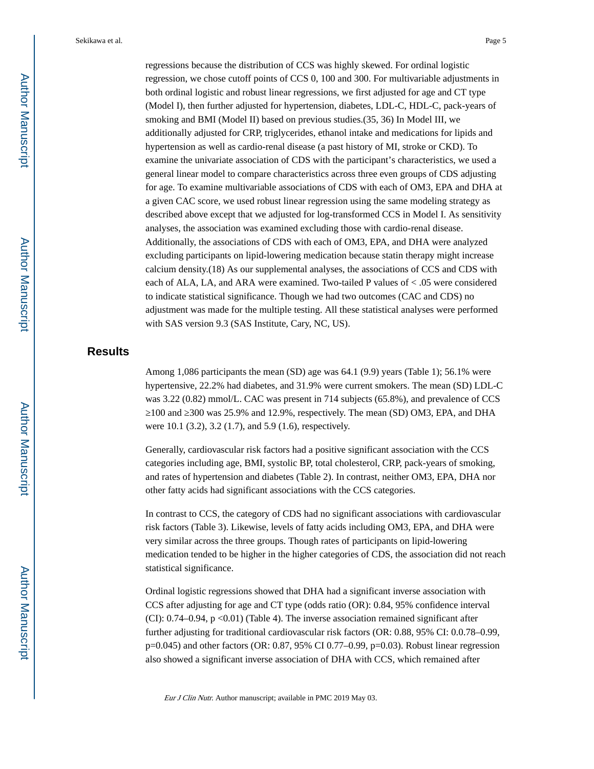regressions because the distribution of CCS was highly skewed. For ordinal logistic regression, we chose cutoff points of CCS 0, 100 and 300. For multivariable adjustments in both ordinal logistic and robust linear regressions, we first adjusted for age and CT type (Model I), then further adjusted for hypertension, diabetes, LDL-C, HDL-C, pack-years of smoking and BMI (Model II) based on previous studies.(35, 36) In Model III, we additionally adjusted for CRP, triglycerides, ethanol intake and medications for lipids and hypertension as well as cardio-renal disease (a past history of MI, stroke or CKD). To examine the univariate association of CDS with the participant's characteristics, we used a general linear model to compare characteristics across three even groups of CDS adjusting for age. To examine multivariable associations of CDS with each of OM3, EPA and DHA at a given CAC score, we used robust linear regression using the same modeling strategy as described above except that we adjusted for log-transformed CCS in Model I. As sensitivity analyses, the association was examined excluding those with cardio-renal disease. Additionally, the associations of CDS with each of OM3, EPA, and DHA were analyzed excluding participants on lipid-lowering medication because statin therapy might increase calcium density.(18) As our supplemental analyses, the associations of CCS and CDS with each of ALA, LA, and ARA were examined. Two-tailed P values of $< .05$ were considered to indicate statistical significance. Though we had two outcomes (CAC and CDS) no adjustment was made for the multiple testing. All these statistical analyses were performed with SAS version 9.3 (SAS Institute, Cary, NC, US).

## Results

Among 1,086 participants the mean (SD) age was 64.1 (9.9) years (Table 1); 56.1% were hypertensive, 22.2% had diabetes, and 31.9% were current smokers. The mean (SD) LDL-C was 3.22 (0.82) mmol/L. CAC was present in 714 subjects (65.8%), and prevalence of CCS $\geq$100 and $\geq$300 was 25.9% and 12.9%, respectively. The mean (SD) OM3, EPA, and DHA were 10.1 (3.2), 3.2 (1.7), and 5.9 (1.6), respectively.

Generally, cardiovascular risk factors had a positive significant association with the CCS categories including age, BMI, systolic BP, total cholesterol, CRP, pack-years of smoking, and rates of hypertension and diabetes (Table 2). In contrast, neither OM3, EPA, DHA nor other fatty acids had significant associations with the CCS categories.

In contrast to CCS, the category of CDS had no significant associations with cardiovascular risk factors (Table 3). Likewise, levels of fatty acids including OM3, EPA, and DHA were very similar across the three groups. Though rates of participants on lipid-lowering medication tended to be higher in the higher categories of CDS, the association did not reach statistical significance.

Ordinal logistic regressions showed that DHA had a significant inverse association with CCS after adjusting for age and CT type (odds ratio (OR): 0.84, 95% confidence interval (CI): 0.74–0.94, $p < 0.01$) (Table 4). The inverse association remained significant after further adjusting for traditional cardiovascular risk factors (OR: 0.88, 95% CI: 0.0.78–0.99, p=0.045) and other factors (OR: 0.87, 95% CI 0.77–0.99, p=0.03). Robust linear regression also showed a significant inverse association of DHA with CCS, which remained after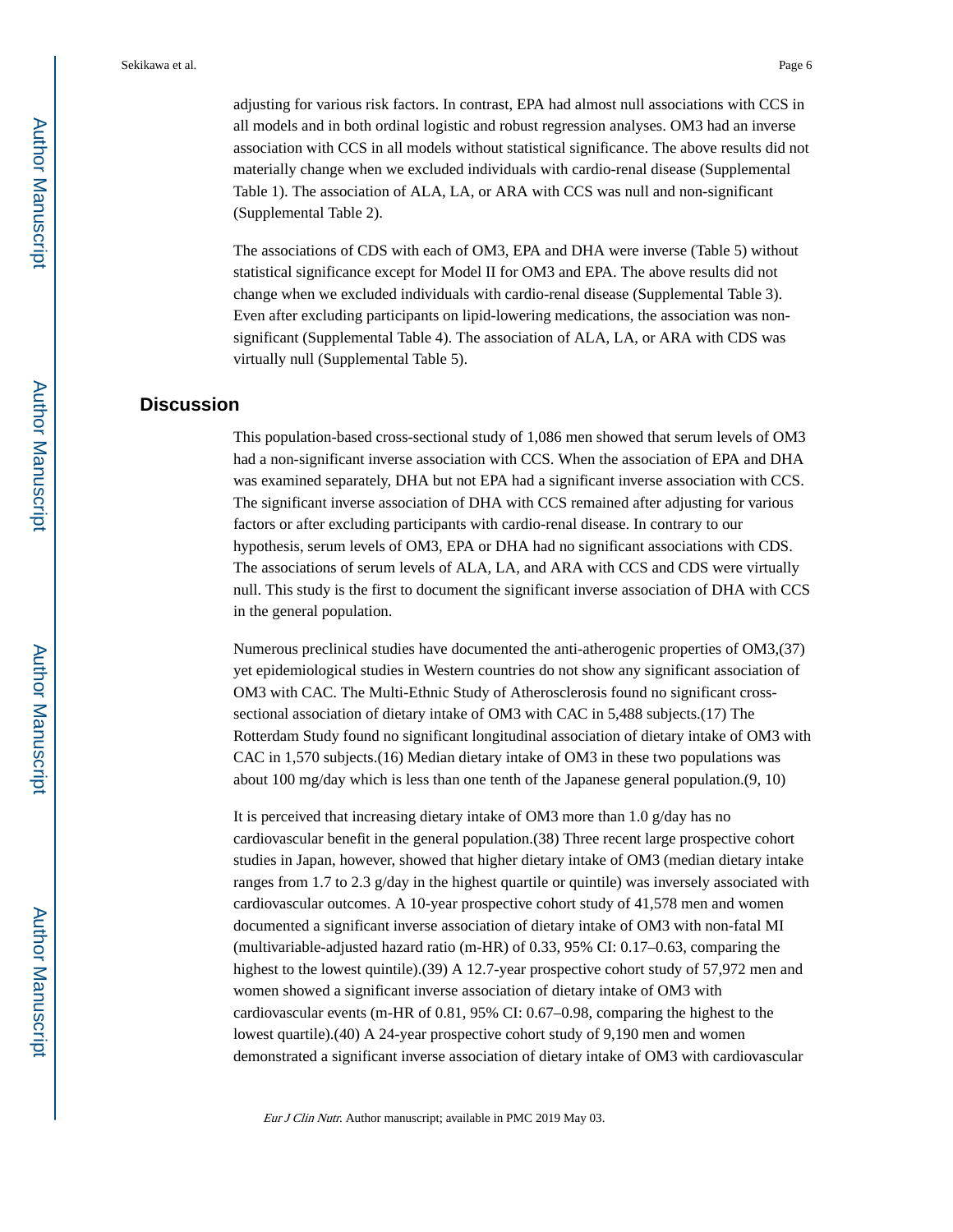adjusting for various risk factors. In contrast, EPA had almost null associations with CCS in all models and in both ordinal logistic and robust regression analyses. OM3 had an inverse association with CCS in all models without statistical significance. The above results did not materially change when we excluded individuals with cardio-renal disease (Supplemental Table 1). The association of ALA, LA, or ARA with CCS was null and non-significant (Supplemental Table 2).

The associations of CDS with each of OM3, EPA and DHA were inverse (Table 5) without statistical significance except for Model II for OM3 and EPA. The above results did not change when we excluded individuals with cardio-renal disease (Supplemental Table 3). Even after excluding participants on lipid-lowering medications, the association was non-significant (Supplemental Table 4). The association of ALA, LA, or ARA with CDS was virtually null (Supplemental Table 5).

## Discussion

This population-based cross-sectional study of 1,086 men showed that serum levels of OM3 had a non-significant inverse association with CCS. When the association of EPA and DHA was examined separately, DHA but not EPA had a significant inverse association with CCS. The significant inverse association of DHA with CCS remained after adjusting for various factors or after excluding participants with cardio-renal disease. In contrary to our hypothesis, serum levels of OM3, EPA or DHA had no significant associations with CDS. The associations of serum levels of ALA, LA, and ARA with CCS and CDS were virtually null. This study is the first to document the significant inverse association of DHA with CCS in the general population.

Numerous preclinical studies have documented the anti-atherogenic properties of OM3,(37) yet epidemiological studies in Western countries do not show any significant association of OM3 with CAC. The Multi-Ethnic Study of Atherosclerosis found no significant cross-sectional association of dietary intake of OM3 with CAC in 5,488 subjects.(17) The Rotterdam Study found no significant longitudinal association of dietary intake of OM3 with CAC in 1,570 subjects.(16) Median dietary intake of OM3 in these two populations was about 100 mg/day which is less than one tenth of the Japanese general population.(9, 10)

It is perceived that increasing dietary intake of OM3 more than 1.0 g/day has no cardiovascular benefit in the general population.(38) Three recent large prospective cohort studies in Japan, however, showed that higher dietary intake of OM3 (median dietary intake ranges from 1.7 to 2.3 g/day in the highest quartile or quintile) was inversely associated with cardiovascular outcomes. A 10-year prospective cohort study of 41,578 men and women documented a significant inverse association of dietary intake of OM3 with non-fatal MI (multivariable-adjusted hazard ratio (m-HR) of 0.33, 95% CI: 0.17–0.63, comparing the highest to the lowest quintile).(39) A 12.7-year prospective cohort study of 57,972 men and women showed a significant inverse association of dietary intake of OM3 with cardiovascular events (m-HR of 0.81, 95% CI: 0.67–0.98, comparing the highest to the lowest quartile).(40) A 24-year prospective cohort study of 9,190 men and women demonstrated a significant inverse association of dietary intake of OM3 with cardiovascular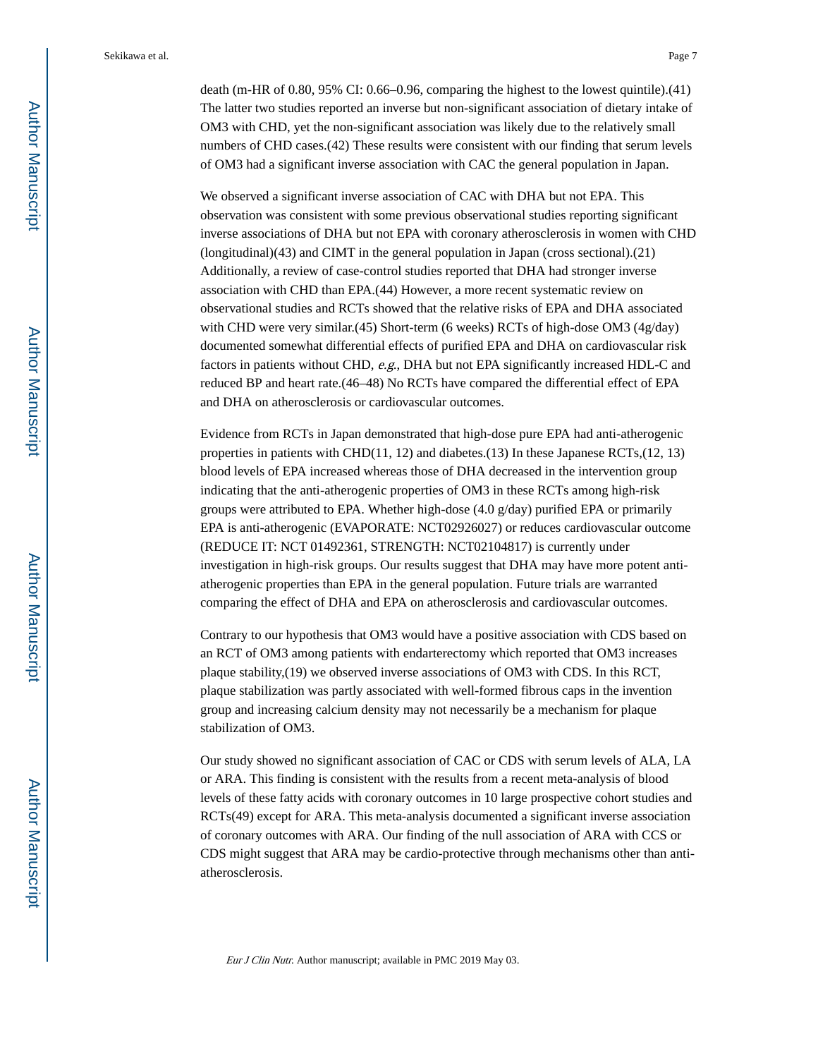death (m-HR of 0.80, 95% CI: 0.66–0.96, comparing the highest to the lowest quintile).(41) The latter two studies reported an inverse but non-significant association of dietary intake of OM3 with CHD, yet the non-significant association was likely due to the relatively small numbers of CHD cases.(42) These results were consistent with our finding that serum levels of OM3 had a significant inverse association with CAC the general population in Japan.

We observed a significant inverse association of CAC with DHA but not EPA. This observation was consistent with some previous observational studies reporting significant inverse associations of DHA but not EPA with coronary atherosclerosis in women with CHD (longitudinal)(43) and CIMT in the general population in Japan (cross sectional).(21) Additionally, a review of case-control studies reported that DHA had stronger inverse association with CHD than EPA.(44) However, a more recent systematic review on observational studies and RCTs showed that the relative risks of EPA and DHA associated with CHD were very similar.(45) Short-term (6 weeks) RCTs of high-dose OM3 (4g/day) documented somewhat differential effects of purified EPA and DHA on cardiovascular risk factors in patients without CHD, *e.g.*, DHA but not EPA significantly increased HDL-C and reduced BP and heart rate.(46–48) No RCTs have compared the differential effect of EPA and DHA on atherosclerosis or cardiovascular outcomes.

Evidence from RCTs in Japan demonstrated that high-dose pure EPA had anti-atherogenic properties in patients with CHD(11, 12) and diabetes.(13) In these Japanese RCTs,(12, 13) blood levels of EPA increased whereas those of DHA decreased in the intervention group indicating that the anti-atherogenic properties of OM3 in these RCTs among high-risk groups were attributed to EPA. Whether high-dose (4.0 g/day) purified EPA or primarily EPA is anti-atherogenic (EVAPORATE: NCT02926027) or reduces cardiovascular outcome (REDUCE IT: NCT 01492361, STRENGTH: NCT02104817) is currently under investigation in high-risk groups. Our results suggest that DHA may have more potent anti-atherogenic properties than EPA in the general population. Future trials are warranted comparing the effect of DHA and EPA on atherosclerosis and cardiovascular outcomes.

Contrary to our hypothesis that OM3 would have a positive association with CDS based on an RCT of OM3 among patients with endarterectomy which reported that OM3 increases plaque stability,(19) we observed inverse associations of OM3 with CDS. In this RCT, plaque stabilization was partly associated with well-formed fibrous caps in the invention group and increasing calcium density may not necessarily be a mechanism for plaque stabilization of OM3.

Our study showed no significant association of CAC or CDS with serum levels of ALA, LA or ARA. This finding is consistent with the results from a recent meta-analysis of blood levels of these fatty acids with coronary outcomes in 10 large prospective cohort studies and RCTs(49) except for ARA. This meta-analysis documented a significant inverse association of coronary outcomes with ARA. Our finding of the null association of ARA with CCS or CDS might suggest that ARA may be cardio-protective through mechanisms other than anti-atherosclerosis.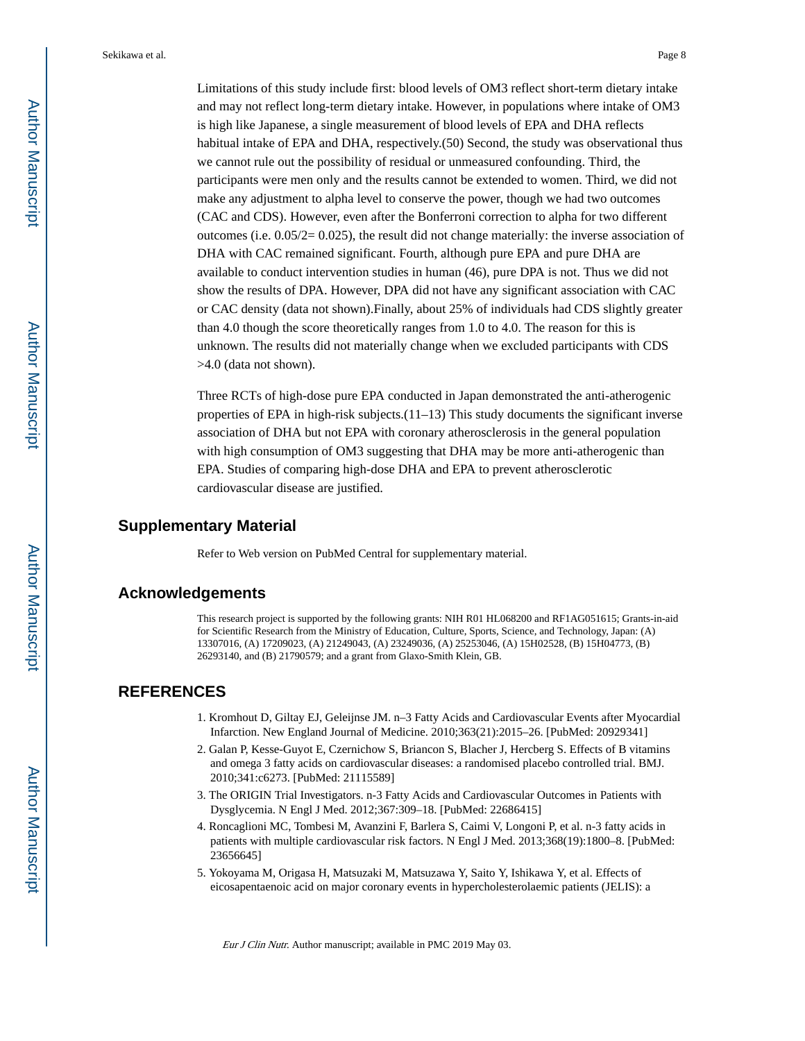Limitations of this study include first: blood levels of OM3 reflect short-term dietary intake and may not reflect long-term dietary intake. However, in populations where intake of OM3 is high like Japanese, a single measurement of blood levels of EPA and DHA reflects habitual intake of EPA and DHA, respectively.(50) Second, the study was observational thus we cannot rule out the possibility of residual or unmeasured confounding. Third, the participants were men only and the results cannot be extended to women. Third, we did not make any adjustment to alpha level to conserve the power, though we had two outcomes (CAC and CDS). However, even after the Bonferroni correction to alpha for two different outcomes (i.e. 0.05/2= 0.025), the result did not change materially: the inverse association of DHA with CAC remained significant. Fourth, although pure EPA and pure DHA are available to conduct intervention studies in human (46), pure DPA is not. Thus we did not show the results of DPA. However, DPA did not have any significant association with CAC or CAC density (data not shown).Finally, about 25% of individuals had CDS slightly greater than 4.0 though the score theoretically ranges from 1.0 to 4.0. The reason for this is unknown. The results did not materially change when we excluded participants with CDS >4.0 (data not shown).

Three RCTs of high-dose pure EPA conducted in Japan demonstrated the anti-atherogenic properties of EPA in high-risk subjects.(11–13) This study documents the significant inverse association of DHA but not EPA with coronary atherosclerosis in the general population with high consumption of OM3 suggesting that DHA may be more anti-atherogenic than EPA. Studies of comparing high-dose DHA and EPA to prevent atherosclerotic cardiovascular disease are justified.

## Supplementary Material

Refer to Web version on PubMed Central for supplementary material.

## Acknowledgements

This research project is supported by the following grants: NIH R01 HL068200 and RF1AG051615; Grants-in-aid for Scientific Research from the Ministry of Education, Culture, Sports, Science, and Technology, Japan: (A) 13307016, (A) 17209023, (A) 21249043, (A) 23249036, (A) 25253046, (A) 15H02528, (B) 15H04773, (B) 26293140, and (B) 21790579; and a grant from Glaxo-Smith Klein, GB.

## REFERENCES

1. Kromhout D, Giltay EJ, Geleijnse JM. n–3 Fatty Acids and Cardiovascular Events after Myocardial Infarction. New England Journal of Medicine. 2010;363(21):2015–26. [PubMed: 20929341]
2. Galan P, Kesse-Guyot E, Czernichow S, Briancon S, Blacher J, Hercberg S. Effects of B vitamins and omega 3 fatty acids on cardiovascular diseases: a randomised placebo controlled trial. BMJ. 2010;341:c6273. [PubMed: 21115589]
3. The ORIGIN Trial Investigators. n-3 Fatty Acids and Cardiovascular Outcomes in Patients with Dysglycemia. N Engl J Med. 2012;367:309–18. [PubMed: 22686415]
4. Roncaglioni MC, Tombesi M, Avanzini F, Barlera S, Caimi V, Longoni P, et al. n-3 fatty acids in patients with multiple cardiovascular risk factors. N Engl J Med. 2013;368(19):1800–8. [PubMed: 23656645]
5. Yokoyama M, Origasa H, Matsuzaki M, Matsuzawa Y, Saito Y, Ishikawa Y, et al. Effects of eicosapentaenoic acid on major coronary events in hypercholesterolaemic patients (JELIS): a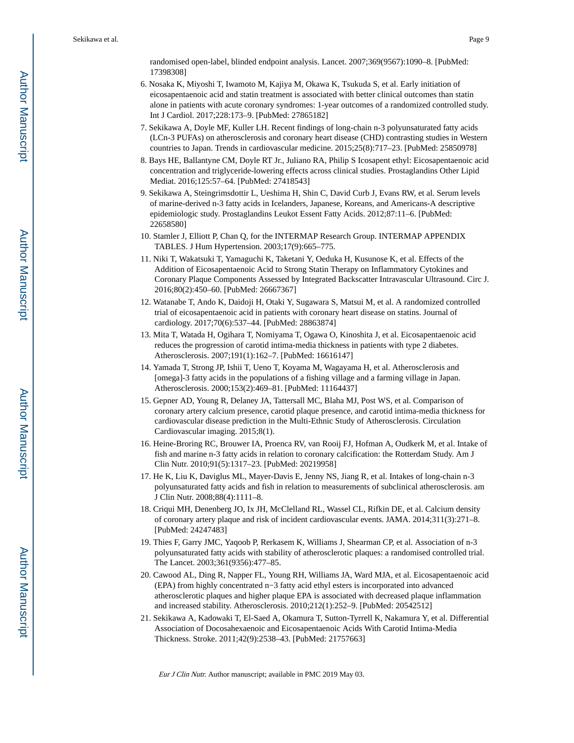randomised open-label, blinded endpoint analysis. Lancet. 2007;369(9567):1090–8. [PubMed: 17398308]

6. Nosaka K, Miyoshi T, Iwamoto M, Kajiya M, Okawa K, Tsukuda S, et al. Early initiation of eicosapentaenoic acid and statin treatment is associated with better clinical outcomes than statin alone in patients with acute coronary syndromes: 1-year outcomes of a randomized controlled study. Int J Cardiol. 2017;228:173–9. [PubMed: 27865182]
7. Sekikawa A, Doyle MF, Kuller LH. Recent findings of long-chain n-3 polyunsaturated fatty acids (LCn-3 PUFAs) on atherosclerosis and coronary heart disease (CHD) contrasting studies in Western countries to Japan. Trends in cardiovascular medicine. 2015;25(8):717–23. [PubMed: 25850978]
8. Bays HE, Ballantyne CM, Doyle RT Jr., Juliano RA, Philip S Icosapent ethyl: Eicosapentaenoic acid concentration and triglyceride-lowering effects across clinical studies. Prostaglandins Other Lipid Mediat. 2016;125:57–64. [PubMed: 27418543]
9. Sekikawa A, Steingrimsdottir L, Ueshima H, Shin C, David Curb J, Evans RW, et al. Serum levels of marine-derived n-3 fatty acids in Icelanders, Japanese, Koreans, and Americans-A descriptive epidemiologic study. Prostaglandins Leukot Essent Fatty Acids. 2012;87:11–6. [PubMed: 22658580]
10. Stamler J, Elliott P, Chan Q, for the INTERMAP Research Group. INTERMAP APPENDIX TABLES. J Hum Hypertension. 2003;17(9):665–775.
11. Niki T, Wakatsuki T, Yamaguchi K, Taketani Y, Oeduka H, Kusunose K, et al. Effects of the Addition of Eicosapentaenoic Acid to Strong Statin Therapy on Inflammatory Cytokines and Coronary Plaque Components Assessed by Integrated Backscatter Intravascular Ultrasound. Circ J. 2016;80(2):450–60. [PubMed: 26667367]
12. Watanabe T, Ando K, Daidoji H, Otaki Y, Sugawara S, Matsui M, et al. A randomized controlled trial of eicosapentaenoic acid in patients with coronary heart disease on statins. Journal of cardiology. 2017;70(6):537–44. [PubMed: 28863874]
13. Mita T, Watada H, Ogihara T, Nomiyama T, Ogawa O, Kinoshita J, et al. Eicosapentaenoic acid reduces the progression of carotid intima-media thickness in patients with type 2 diabetes. Atherosclerosis. 2007;191(1):162–7. [PubMed: 16616147]
14. Yamada T, Strong JP, Ishii T, Ueno T, Koyama M, Wagayama H, et al. Atherosclerosis and [omega]-3 fatty acids in the populations of a fishing village and a farming village in Japan. Atherosclerosis. 2000;153(2):469–81. [PubMed: 11164437]
15. Gepner AD, Young R, Delaney JA, Tattersall MC, Blaha MJ, Post WS, et al. Comparison of coronary artery calcium presence, carotid plaque presence, and carotid intima-media thickness for cardiovascular disease prediction in the Multi-Ethnic Study of Atherosclerosis. Circulation Cardiovascular imaging. 2015;8(1).
16. Heine-Broring RC, Brouwer IA, Proenca RV, van Rooij FJ, Hofman A, Oudkerk M, et al. Intake of fish and marine n-3 fatty acids in relation to coronary calcification: the Rotterdam Study. Am J Clin Nutr. 2010;91(5):1317–23. [PubMed: 20219958]
17. He K, Liu K, Daviglus ML, Mayer-Davis E, Jenny NS, Jiang R, et al. Intakes of long-chain n-3 polyunsaturated fatty acids and fish in relation to measurements of subclinical atherosclerosis. am J Clin Nutr. 2008;88(4):1111–8.
18. Criqui MH, Denenberg JO, Ix JH, McClelland RL, Wassel CL, Rifkin DE, et al. Calcium density of coronary artery plaque and risk of incident cardiovascular events. JAMA. 2014;311(3):271–8. [PubMed: 24247483]
19. Thies F, Garry JMC, Yaqoob P, Rerkasem K, Williams J, Shearman CP, et al. Association of n-3 polyunsaturated fatty acids with stability of atherosclerotic plaques: a randomised controlled trial. The Lancet. 2003;361(9356):477–85.
20. Cawood AL, Ding R, Napper FL, Young RH, Williams JA, Ward MJA, et al. Eicosapentaenoic acid (EPA) from highly concentrated n−3 fatty acid ethyl esters is incorporated into advanced atherosclerotic plaques and higher plaque EPA is associated with decreased plaque inflammation and increased stability. Atherosclerosis. 2010;212(1):252–9. [PubMed: 20542512]
21. Sekikawa A, Kadowaki T, El-Saed A, Okamura T, Sutton-Tyrrell K, Nakamura Y, et al. Differential Association of Docosahexaenoic and Eicosapentaenoic Acids With Carotid Intima-Media Thickness. Stroke. 2011;42(9):2538–43. [PubMed: 21757663]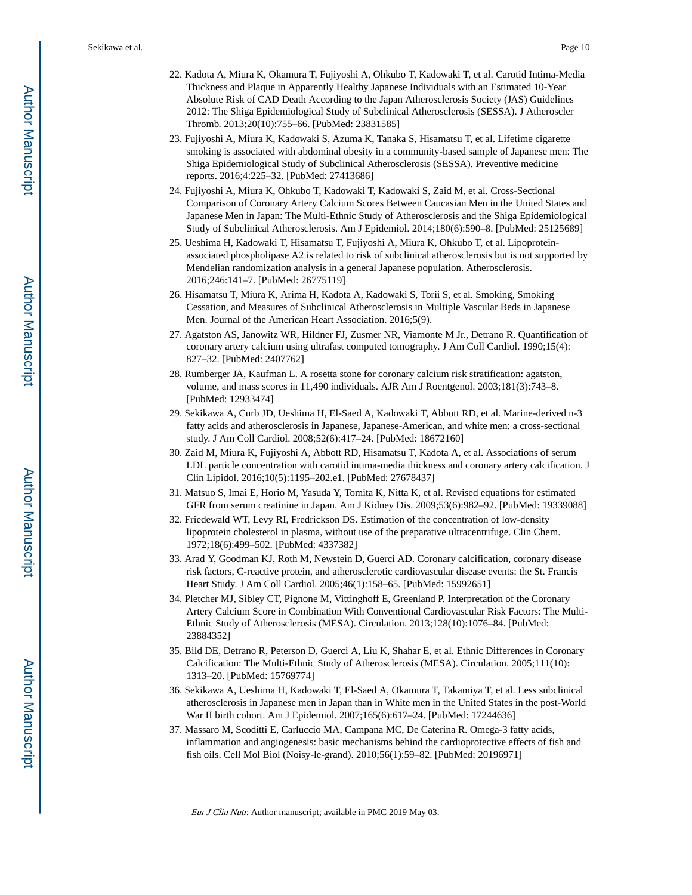22. Kadota A, Miura K, Okamura T, Fujiyoshi A, Ohkubo T, Kadowaki T, et al. Carotid Intima-Media Thickness and Plaque in Apparently Healthy Japanese Individuals with an Estimated 10-Year Absolute Risk of CAD Death According to the Japan Atherosclerosis Society (JAS) Guidelines 2012: The Shiga Epidemiological Study of Subclinical Atherosclerosis (SESSA). J Atheroscler Thromb. 2013;20(10):755–66. [PubMed: 23831585]
23. Fujiyoshi A, Miura K, Kadowaki S, Azuma K, Tanaka S, Hisamatsu T, et al. Lifetime cigarette smoking is associated with abdominal obesity in a community-based sample of Japanese men: The Shiga Epidemiological Study of Subclinical Atherosclerosis (SESSA). Preventive medicine reports. 2016;4:225–32. [PubMed: 27413686]
24. Fujiyoshi A, Miura K, Ohkubo T, Kadowaki T, Kadowaki S, Zaid M, et al. Cross-Sectional Comparison of Coronary Artery Calcium Scores Between Caucasian Men in the United States and Japanese Men in Japan: The Multi-Ethnic Study of Atherosclerosis and the Shiga Epidemiological Study of Subclinical Atherosclerosis. Am J Epidemiol. 2014;180(6):590–8. [PubMed: 25125689]
25. Ueshima H, Kadowaki T, Hisamatsu T, Fujiyoshi A, Miura K, Ohkubo T, et al. Lipoprotein-associated phospholipase A2 is related to risk of subclinical atherosclerosis but is not supported by Mendelian randomization analysis in a general Japanese population. Atherosclerosis. 2016;246:141–7. [PubMed: 26775119]
26. Hisamatsu T, Miura K, Arima H, Kadota A, Kadowaki S, Torii S, et al. Smoking, Smoking Cessation, and Measures of Subclinical Atherosclerosis in Multiple Vascular Beds in Japanese Men. Journal of the American Heart Association. 2016;5(9).
27. Agatston AS, Janowitz WR, Hildner FJ, Zusmer NR, Viamonte M Jr., Detrano R. Quantification of coronary artery calcium using ultrafast computed tomography. J Am Coll Cardiol. 1990;15(4): 827–32. [PubMed: 2407762]
28. Rumberger JA, Kaufman L. A rosetta stone for coronary calcium risk stratification: agatston, volume, and mass scores in 11,490 individuals. AJR Am J Roentgenol. 2003;181(3):743–8. [PubMed: 12933474]
29. Sekikawa A, Curb JD, Ueshima H, El-Saed A, Kadowaki T, Abbott RD, et al. Marine-derived n-3 fatty acids and atherosclerosis in Japanese, Japanese-American, and white men: a cross-sectional study. J Am Coll Cardiol. 2008;52(6):417–24. [PubMed: 18672160]
30. Zaid M, Miura K, Fujiyoshi A, Abbott RD, Hisamatsu T, Kadota A, et al. Associations of serum LDL particle concentration with carotid intima-media thickness and coronary artery calcification. J Clin Lipidol. 2016;10(5):1195–202.e1. [PubMed: 27678437]
31. Matsuo S, Imai E, Horio M, Yasuda Y, Tomita K, Nitta K, et al. Revised equations for estimated GFR from serum creatinine in Japan. Am J Kidney Dis. 2009;53(6):982–92. [PubMed: 19339088]
32. Friedewald WT, Levy RI, Fredrickson DS. Estimation of the concentration of low-density lipoprotein cholesterol in plasma, without use of the preparative ultracentrifuge. Clin Chem. 1972;18(6):499–502. [PubMed: 4337382]
33. Arad Y, Goodman KJ, Roth M, Newstein D, Guerci AD. Coronary calcification, coronary disease risk factors, C-reactive protein, and atherosclerotic cardiovascular disease events: the St. Francis Heart Study. J Am Coll Cardiol. 2005;46(1):158–65. [PubMed: 15992651]
34. Pletcher MJ, Sibley CT, Pignone M, Vittinghoff E, Greenland P. Interpretation of the Coronary Artery Calcium Score in Combination With Conventional Cardiovascular Risk Factors: The Multi-Ethnic Study of Atherosclerosis (MESA). Circulation. 2013;128(10):1076–84. [PubMed: 23884352]
35. Bild DE, Detrano R, Peterson D, Guerci A, Liu K, Shahar E, et al. Ethnic Differences in Coronary Calcification: The Multi-Ethnic Study of Atherosclerosis (MESA). Circulation. 2005;111(10): 1313–20. [PubMed: 15769774]
36. Sekikawa A, Ueshima H, Kadowaki T, El-Saed A, Okamura T, Takamiya T, et al. Less subclinical atherosclerosis in Japanese men in Japan than in White men in the United States in the post-World War II birth cohort. Am J Epidemiol. 2007;165(6):617–24. [PubMed: 17244636]
37. Massaro M, Scoditti E, Carluccio MA, Campana MC, De Caterina R. Omega-3 fatty acids, inflammation and angiogenesis: basic mechanisms behind the cardioprotective effects of fish and fish oils. Cell Mol Biol (Noisy-le-grand). 2010;56(1):59–82. [PubMed: 20196971]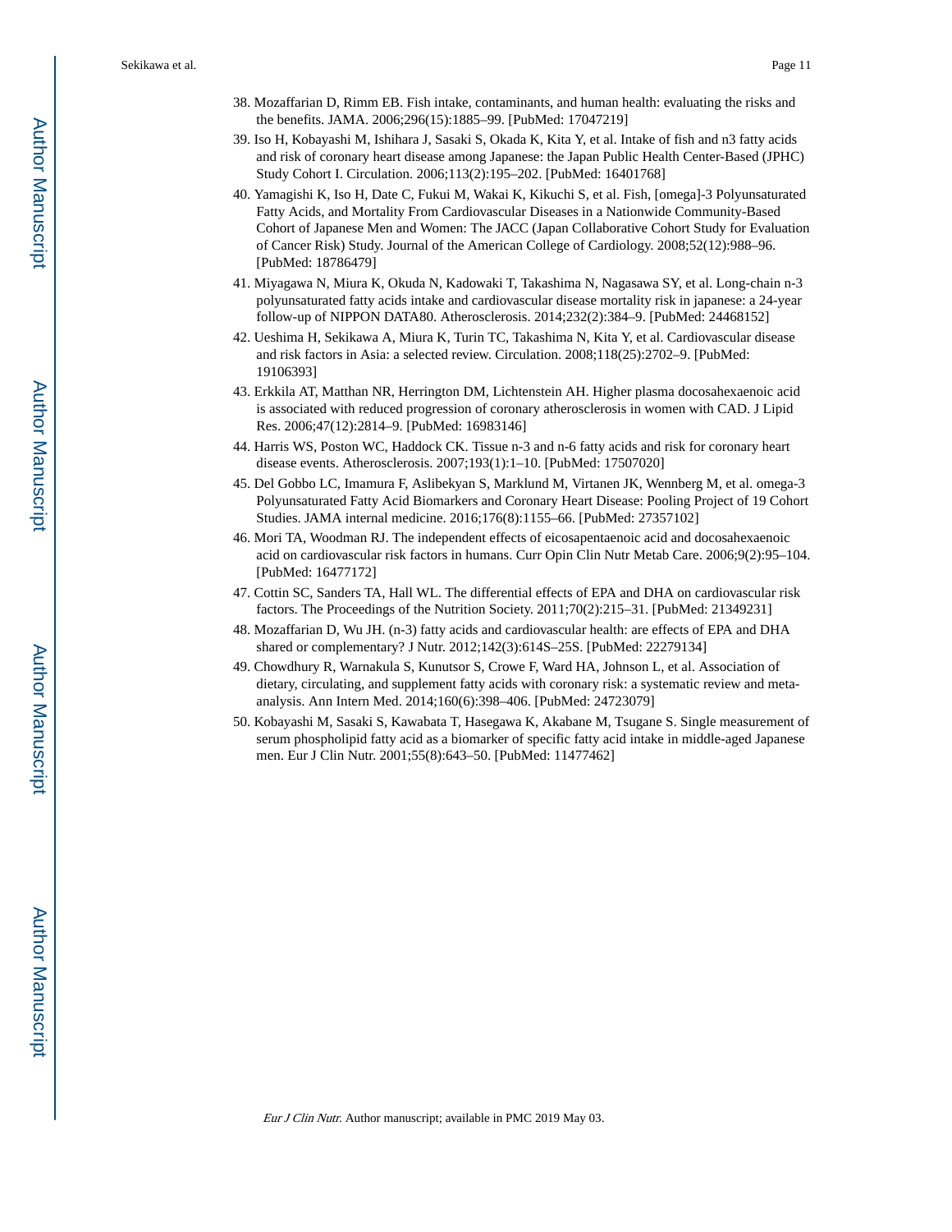38. Mozaffarian D, Rimm EB. Fish intake, contaminants, and human health: evaluating the risks and the benefits. JAMA. 2006;296(15):1885–99. [PubMed: 17047219]
39. Iso H, Kobayashi M, Ishihara J, Sasaki S, Okada K, Kita Y, et al. Intake of fish and n3 fatty acids and risk of coronary heart disease among Japanese: the Japan Public Health Center-Based (JPHC) Study Cohort I. Circulation. 2006;113(2):195–202. [PubMed: 16401768]
40. Yamagishi K, Iso H, Date C, Fukui M, Wakai K, Kikuchi S, et al. Fish, [omega]-3 Polyunsaturated Fatty Acids, and Mortality From Cardiovascular Diseases in a Nationwide Community-Based Cohort of Japanese Men and Women: The JACC (Japan Collaborative Cohort Study for Evaluation of Cancer Risk) Study. Journal of the American College of Cardiology. 2008;52(12):988–96. [PubMed: 18786479]
41. Miyagawa N, Miura K, Okuda N, Kadowaki T, Takashima N, Nagasawa SY, et al. Long-chain n-3 polyunsaturated fatty acids intake and cardiovascular disease mortality risk in japanese: a 24-year follow-up of NIPPON DATA80. Atherosclerosis. 2014;232(2):384–9. [PubMed: 24468152]
42. Ueshima H, Sekikawa A, Miura K, Turin TC, Takashima N, Kita Y, et al. Cardiovascular disease and risk factors in Asia: a selected review. Circulation. 2008;118(25):2702–9. [PubMed: 19106393]
43. Erkkila AT, Matthan NR, Herrington DM, Lichtenstein AH. Higher plasma docosahexaenoic acid is associated with reduced progression of coronary atherosclerosis in women with CAD. J Lipid Res. 2006;47(12):2814–9. [PubMed: 16983146]
44. Harris WS, Poston WC, Haddock CK. Tissue n-3 and n-6 fatty acids and risk for coronary heart disease events. Atherosclerosis. 2007;193(1):1–10. [PubMed: 17507020]
45. Del Gobbo LC, Imamura F, Aslibekyan S, Marklund M, Virtanen JK, Wennberg M, et al. omega-3 Polyunsaturated Fatty Acid Biomarkers and Coronary Heart Disease: Pooling Project of 19 Cohort Studies. JAMA internal medicine. 2016;176(8):1155–66. [PubMed: 27357102]
46. Mori TA, Woodman RJ. The independent effects of eicosapentaenoic acid and docosahexaenoic acid on cardiovascular risk factors in humans. Curr Opin Clin Nutr Metab Care. 2006;9(2):95–104. [PubMed: 16477172]
47. Cottin SC, Sanders TA, Hall WL. The differential effects of EPA and DHA on cardiovascular risk factors. The Proceedings of the Nutrition Society. 2011;70(2):215–31. [PubMed: 21349231]
48. Mozaffarian D, Wu JH. (n-3) fatty acids and cardiovascular health: are effects of EPA and DHA shared or complementary? J Nutr. 2012;142(3):614S–25S. [PubMed: 22279134]
49. Chowdhury R, Warnakula S, Kunutsor S, Crowe F, Ward HA, Johnson L, et al. Association of dietary, circulating, and supplement fatty acids with coronary risk: a systematic review and meta-analysis. Ann Intern Med. 2014;160(6):398–406. [PubMed: 24723079]
50. Kobayashi M, Sasaki S, Kawabata T, Hasegawa K, Akabane M, Tsugane S. Single measurement of serum phospholipid fatty acid as a biomarker of specific fatty acid intake in middle-aged Japanese men. Eur J Clin Nutr. 2001;55(8):643–50. [PubMed: 11477462]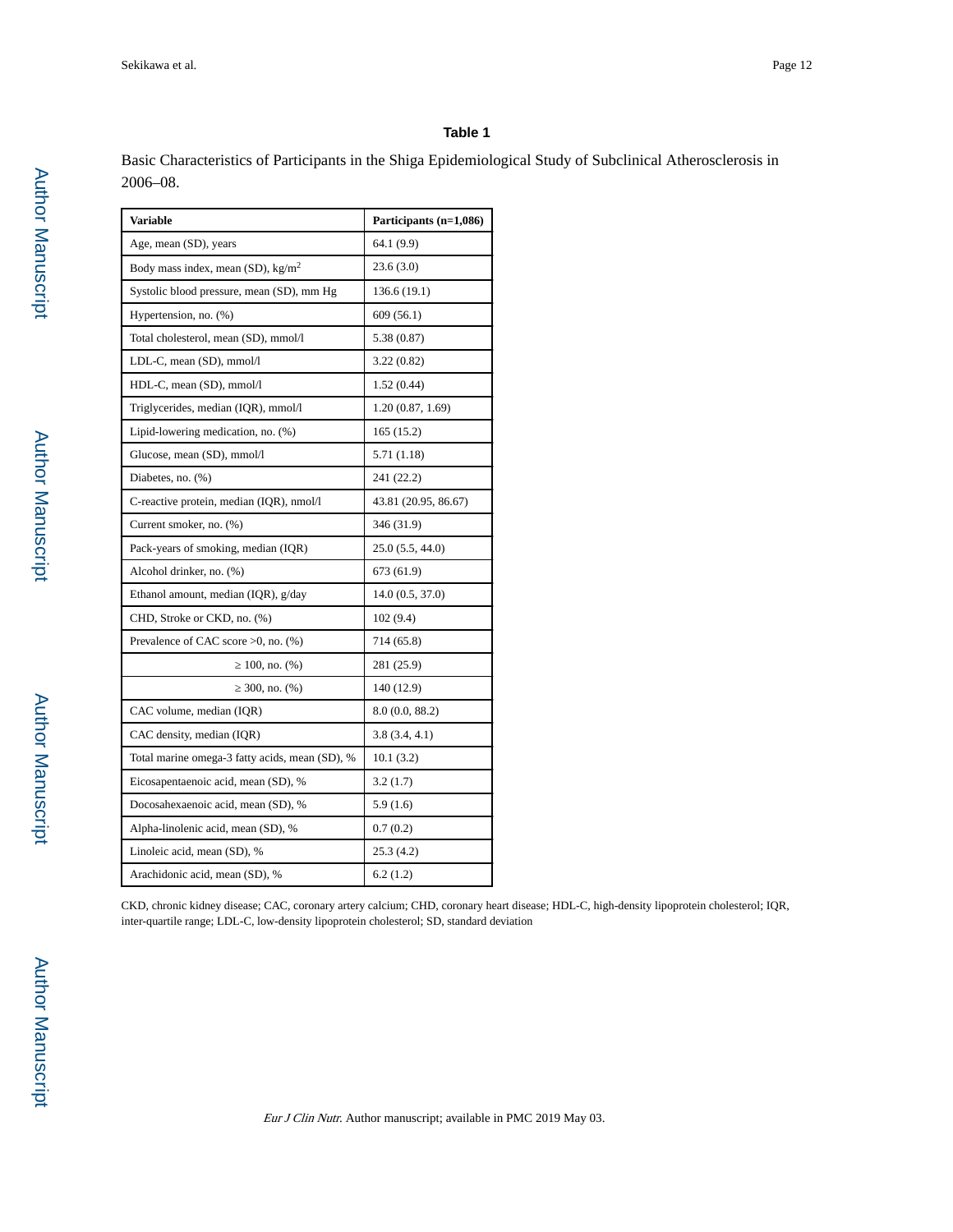### Table 1

Basic Characteristics of Participants in the Shiga Epidemiological Study of Subclinical Atherosclerosis in 2006–08.

| Variable | Participants (n=1,086) |
|---|---|
| Age, mean (SD), years | 64.1 (9.9) |
| Body mass index, mean (SD), kg/m$^2$ | 23.6 (3.0) |
| Systolic blood pressure, mean (SD), mm Hg | 136.6 (19.1) |
| Hypertension, no. (%) | 609 (56.1) |
| Total cholesterol, mean (SD), mmol/l | 5.38 (0.87) |
| LDL-C, mean (SD), mmol/l | 3.22 (0.82) |
| HDL-C, mean (SD), mmol/l | 1.52 (0.44) |
| Triglycerides, median (IQR), mmol/l | 1.20 (0.87, 1.69) |
| Lipid-lowering medication, no. (%) | 165 (15.2) |
| Glucose, mean (SD), mmol/l | 5.71 (1.18) |
| Diabetes, no. (%) | 241 (22.2) |
| C-reactive protein, median (IQR), nmol/l | 43.81 (20.95, 86.67) |
| Current smoker, no. (%) | 346 (31.9) |
| Pack-years of smoking, median (IQR) | 25.0 (5.5, 44.0) |
| Alcohol drinker, no. (%) | 673 (61.9) |
| Ethanol amount, median (IQR), g/day | 14.0 (0.5, 37.0) |
| CHD, Stroke or CKD, no. (%) | 102 (9.4) |
| Prevalence of CAC score >0, no. (%) | 714 (65.8) |
| ≥ 100, no. (%) | 281 (25.9) |
| ≥ 300, no. (%) | 140 (12.9) |
| CAC volume, median (IQR) | 8.0 (0.0, 88.2) |
| CAC density, median (IQR) | 3.8 (3.4, 4.1) |
| Total marine omega-3 fatty acids, mean (SD), % | 10.1 (3.2) |
| Eicosapentaenoic acid, mean (SD), % | 3.2 (1.7) |
| Docosahexaenoic acid, mean (SD), % | 5.9 (1.6) |
| Alpha-linolenic acid, mean (SD), % | 0.7 (0.2) |
| Linoleic acid, mean (SD), % | 25.3 (4.2) |
| Arachidonic acid, mean (SD), % | 6.2 (1.2) |

CKD, chronic kidney disease; CAC, coronary artery calcium; CHD, coronary heart disease; HDL-C, high-density lipoprotein cholesterol; IQR, inter-quartile range; LDL-C, low-density lipoprotein cholesterol; SD, standard deviation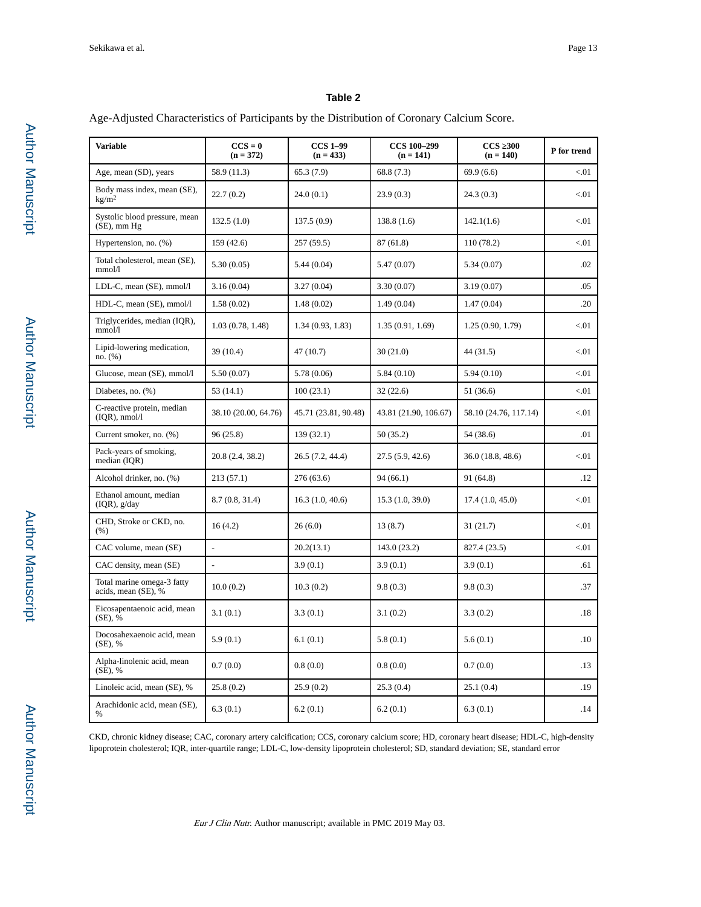## Table 2

Age-Adjusted Characteristics of Participants by the Distribution of Coronary Calcium Score.

| Variable | CCS = 0 (n = 372) | CCS 1–99 (n = 433) | CCS 100–299 (n = 141) | CCS ≥300 (n = 140) | P for trend |
|---|---|---|---|---|---|
| Age, mean (SD), years | 58.9 (11.3) | 65.3 (7.9) | 68.8 (7.3) | 69.9 (6.6) | <.01 |
| Body mass index, mean (SE), kg/m$^2$ | 22.7 (0.2) | 24.0 (0.1) | 23.9 (0.3) | 24.3 (0.3) | <.01 |
| Systolic blood pressure, mean (SE), mm Hg | 132.5 (1.0) | 137.5 (0.9) | 138.8 (1.6) | 142.1(1.6) | <.01 |
| Hypertension, no. (%) | 159 (42.6) | 257 (59.5) | 87 (61.8) | 110 (78.2) | <.01 |
| Total cholesterol, mean (SE), mmol/l | 5.30 (0.05) | 5.44 (0.04) | 5.47 (0.07) | 5.34 (0.07) | .02 |
| LDL-C, mean (SE), mmol/l | 3.16 (0.04) | 3.27 (0.04) | 3.30 (0.07) | 3.19 (0.07) | .05 |
| HDL-C, mean (SE), mmol/l | 1.58 (0.02) | 1.48 (0.02) | 1.49 (0.04) | 1.47 (0.04) | .20 |
| Triglycerides, median (IQR), mmol/l | 1.03 (0.78, 1.48) | 1.34 (0.93, 1.83) | 1.35 (0.91, 1.69) | 1.25 (0.90, 1.79) | <.01 |
| Lipid-lowering medication, no. (%) | 39 (10.4) | 47 (10.7) | 30 (21.0) | 44 (31.5) | <.01 |
| Glucose, mean (SE), mmol/l | 5.50 (0.07) | 5.78 (0.06) | 5.84 (0.10) | 5.94 (0.10) | <.01 |
| Diabetes, no. (%) | 53 (14.1) | 100 (23.1) | 32 (22.6) | 51 (36.6) | <.01 |
| C-reactive protein, median (IQR), nmol/l | 38.10 (20.00, 64.76) | 45.71 (23.81, 90.48) | 43.81 (21.90, 106.67) | 58.10 (24.76, 117.14) | <.01 |
| Current smoker, no. (%) | 96 (25.8) | 139 (32.1) | 50 (35.2) | 54 (38.6) | .01 |
| Pack-years of smoking, median (IQR) | 20.8 (2.4, 38.2) | 26.5 (7.2, 44.4) | 27.5 (5.9, 42.6) | 36.0 (18.8, 48.6) | <.01 |
| Alcohol drinker, no. (%) | 213 (57.1) | 276 (63.6) | 94 (66.1) | 91 (64.8) | .12 |
| Ethanol amount, median (IQR), g/day | 8.7 (0.8, 31.4) | 16.3 (1.0, 40.6) | 15.3 (1.0, 39.0) | 17.4 (1.0, 45.0) | <.01 |
| CHD, Stroke or CKD, no. (%) | 16 (4.2) | 26 (6.0) | 13 (8.7) | 31 (21.7) | <.01 |
| CAC volume, mean (SE) | - | 20.2(13.1) | 143.0 (23.2) | 827.4 (23.5) | <.01 |
| CAC density, mean (SE) | - | 3.9 (0.1) | 3.9 (0.1) | 3.9 (0.1) | .61 |
| Total marine omega-3 fatty acids, mean (SE), % | 10.0 (0.2) | 10.3 (0.2) | 9.8 (0.3) | 9.8 (0.3) | .37 |
| Eicosapentaenoic acid, mean (SE), % | 3.1 (0.1) | 3.3 (0.1) | 3.1 (0.2) | 3.3 (0.2) | .18 |
| Docosahexaenoic acid, mean (SE), % | 5.9 (0.1) | 6.1 (0.1) | 5.8 (0.1) | 5.6 (0.1) | .10 |
| Alpha-linolenic acid, mean (SE), % | 0.7 (0.0) | 0.8 (0.0) | 0.8 (0.0) | 0.7 (0.0) | .13 |
| Linoleic acid, mean (SE), % | 25.8 (0.2) | 25.9 (0.2) | 25.3 (0.4) | 25.1 (0.4) | .19 |
| Arachidonic acid, mean (SE), % | 6.3 (0.1) | 6.2 (0.1) | 6.2 (0.1) | 6.3 (0.1) | .14 |

CKD, chronic kidney disease; CAC, coronary artery calcification; CCS, coronary calcium score; HD, coronary heart disease; HDL-C, high-density lipoprotein cholesterol; IQR, inter-quartile range; LDL-C, low-density lipoprotein cholesterol; SD, standard deviation; SE, standard error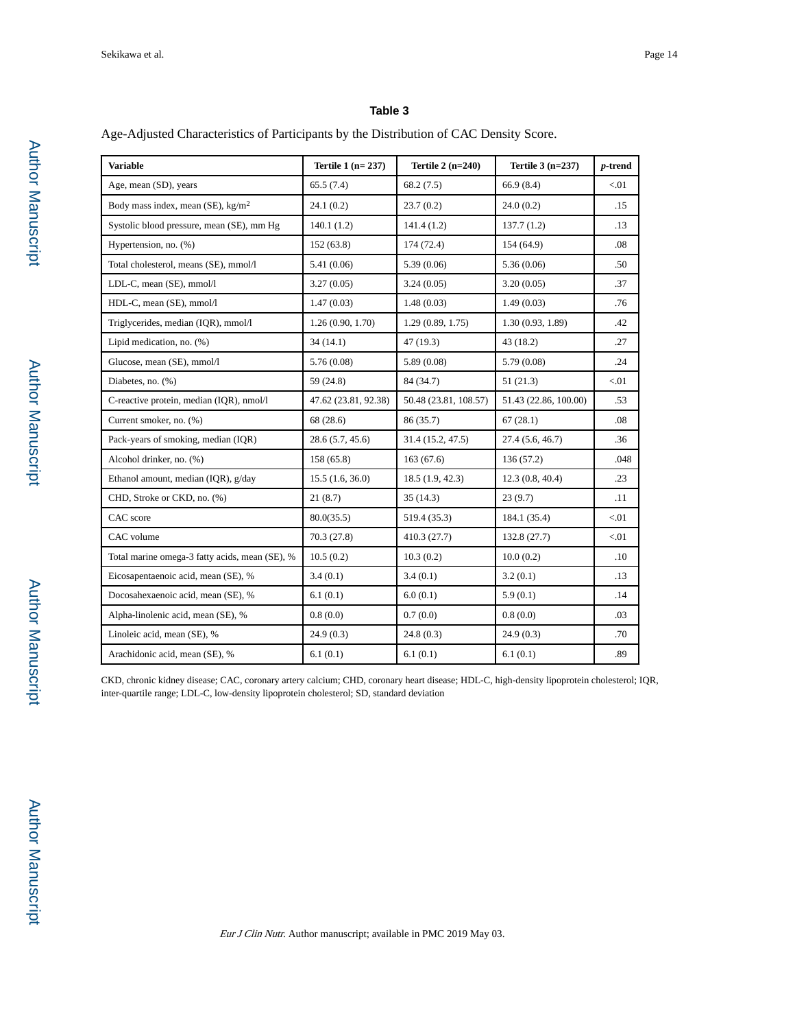### Table 3

Age-Adjusted Characteristics of Participants by the Distribution of CAC Density Score.

| Variable | Tertile 1 (n= 237) | Tertile 2 (n=240) | Tertile 3 (n=237) | *p*-trend |
|---|---|---|---|---|
| Age, mean (SD), years | 65.5 (7.4) | 68.2 (7.5) | 66.9 (8.4) | <.01 |
| Body mass index, mean (SE), kg/m$^2$ | 24.1 (0.2) | 23.7 (0.2) | 24.0 (0.2) | .15 |
| Systolic blood pressure, mean (SE), mm Hg | 140.1 (1.2) | 141.4 (1.2) | 137.7 (1.2) | .13 |
| Hypertension, no. (%) | 152 (63.8) | 174 (72.4) | 154 (64.9) | .08 |
| Total cholesterol, means (SE), mmol/l | 5.41 (0.06) | 5.39 (0.06) | 5.36 (0.06) | .50 |
| LDL-C, mean (SE), mmol/l | 3.27 (0.05) | 3.24 (0.05) | 3.20 (0.05) | .37 |
| HDL-C, mean (SE), mmol/l | 1.47 (0.03) | 1.48 (0.03) | 1.49 (0.03) | .76 |
| Triglycerides, median (IQR), mmol/l | 1.26 (0.90, 1.70) | 1.29 (0.89, 1.75) | 1.30 (0.93, 1.89) | .42 |
| Lipid medication, no. (%) | 34 (14.1) | 47 (19.3) | 43 (18.2) | .27 |
| Glucose, mean (SE), mmol/l | 5.76 (0.08) | 5.89 (0.08) | 5.79 (0.08) | .24 |
| Diabetes, no. (%) | 59 (24.8) | 84 (34.7) | 51 (21.3) | <.01 |
| C-reactive protein, median (IQR), nmol/l | 47.62 (23.81, 92.38) | 50.48 (23.81, 108.57) | 51.43 (22.86, 100.00) | .53 |
| Current smoker, no. (%) | 68 (28.6) | 86 (35.7) | 67 (28.1) | .08 |
| Pack-years of smoking, median (IQR) | 28.6 (5.7, 45.6) | 31.4 (15.2, 47.5) | 27.4 (5.6, 46.7) | .36 |
| Alcohol drinker, no. (%) | 158 (65.8) | 163 (67.6) | 136 (57.2) | .048 |
| Ethanol amount, median (IQR), g/day | 15.5 (1.6, 36.0) | 18.5 (1.9, 42.3) | 12.3 (0.8, 40.4) | .23 |
| CHD, Stroke or CKD, no. (%) | 21 (8.7) | 35 (14.3) | 23 (9.7) | .11 |
| CAC score | 80.0(35.5) | 519.4 (35.3) | 184.1 (35.4) | <.01 |
| CAC volume | 70.3 (27.8) | 410.3 (27.7) | 132.8 (27.7) | <.01 |
| Total marine omega-3 fatty acids, mean (SE), % | 10.5 (0.2) | 10.3 (0.2) | 10.0 (0.2) | .10 |
| Eicosapentaenoic acid, mean (SE), % | 3.4 (0.1) | 3.4 (0.1) | 3.2 (0.1) | .13 |
| Docosahexaenoic acid, mean (SE), % | 6.1 (0.1) | 6.0 (0.1) | 5.9 (0.1) | .14 |
| Alpha-linolenic acid, mean (SE), % | 0.8 (0.0) | 0.7 (0.0) | 0.8 (0.0) | .03 |
| Linoleic acid, mean (SE), % | 24.9 (0.3) | 24.8 (0.3) | 24.9 (0.3) | .70 |
| Arachidonic acid, mean (SE), % | 6.1 (0.1) | 6.1 (0.1) | 6.1 (0.1) | .89 |

CKD, chronic kidney disease; CAC, coronary artery calcium; CHD, coronary heart disease; HDL-C, high-density lipoprotein cholesterol; IQR, inter-quartile range; LDL-C, low-density lipoprotein cholesterol; SD, standard deviation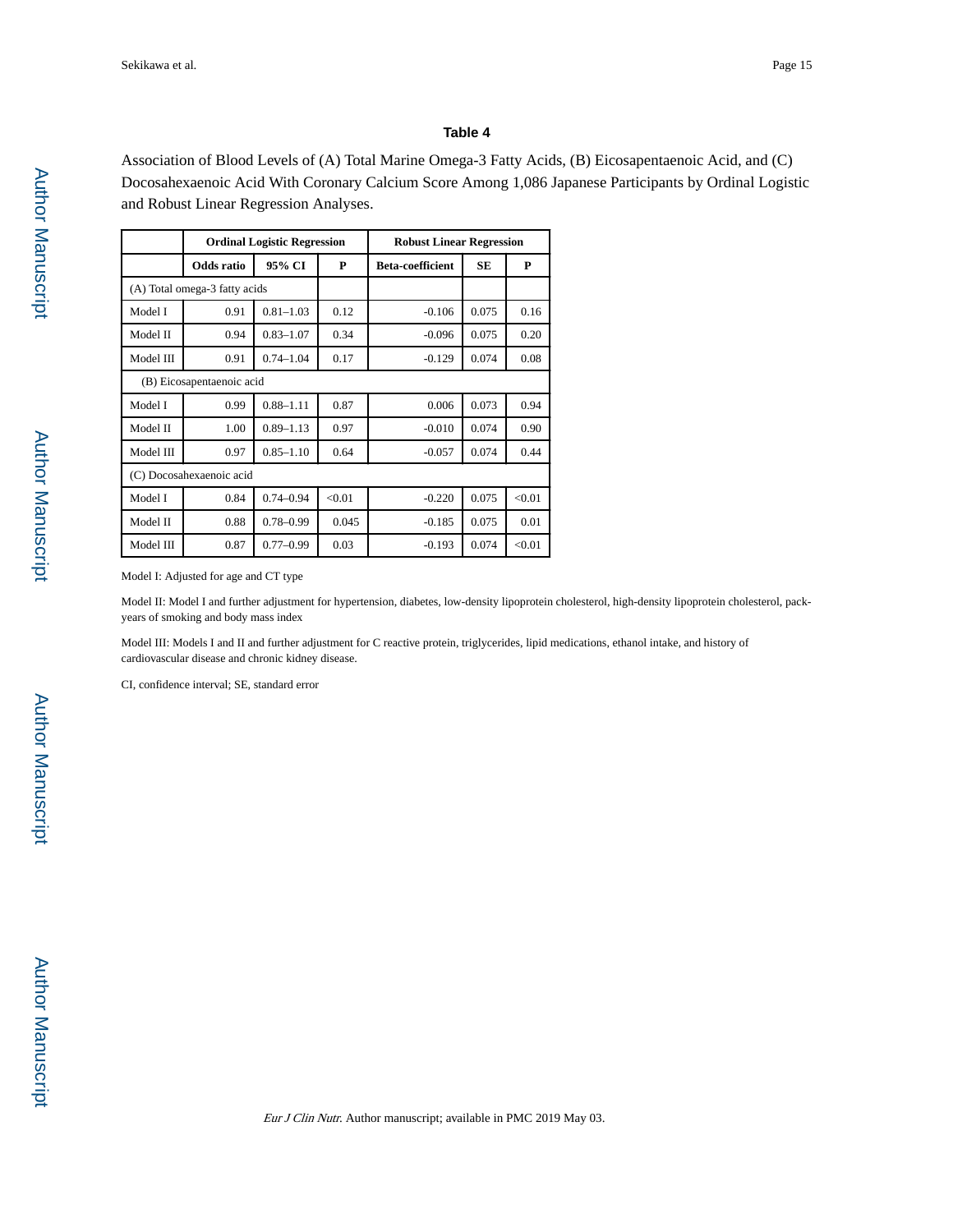## Table 4

Association of Blood Levels of (A) Total Marine Omega-3 Fatty Acids, (B) Eicosapentaenoic Acid, and (C) Docosahexaenoic Acid With Coronary Calcium Score Among 1,086 Japanese Participants by Ordinal Logistic and Robust Linear Regression Analyses.

| | **Ordinal Logistic Regression** | | | **Robust Linear Regression** | | |
|---|---|---|---|---|---|---|
| | **Odds ratio** | **95% CI** | **P** | **Beta-coefficient** | **SE** | **P** |
| (A) Total omega-3 fatty acids | | | | | | |
| Model I | 0.91 | 0.81–1.03 | 0.12 | -0.106 | 0.075 | 0.16 |
| Model II | 0.94 | 0.83–1.07 | 0.34 | -0.096 | 0.075 | 0.20 |
| Model III | 0.91 | 0.74–1.04 | 0.17 | -0.129 | 0.074 | 0.08 |
| (B) Eicosapentaenoic acid | | | | | | |
| Model I | 0.99 | 0.88–1.11 | 0.87 | 0.006 | 0.073 | 0.94 |
| Model II | 1.00 | 0.89–1.13 | 0.97 | -0.010 | 0.074 | 0.90 |
| Model III | 0.97 | 0.85–1.10 | 0.64 | -0.057 | 0.074 | 0.44 |
| (C) Docosahexaenoic acid | | | | | | |
| Model I | 0.84 | 0.74–0.94 | <0.01 | -0.220 | 0.075 | <0.01 |
| Model II | 0.88 | 0.78–0.99 | 0.045 | -0.185 | 0.075 | 0.01 |
| Model III | 0.87 | 0.77–0.99 | 0.03 | -0.193 | 0.074 | <0.01 |

Model I: Adjusted for age and CT type

Model II: Model I and further adjustment for hypertension, diabetes, low-density lipoprotein cholesterol, high-density lipoprotein cholesterol, pack-years of smoking and body mass index

Model III: Models I and II and further adjustment for C reactive protein, triglycerides, lipid medications, ethanol intake, and history of cardiovascular disease and chronic kidney disease.

CI, confidence interval; SE, standard error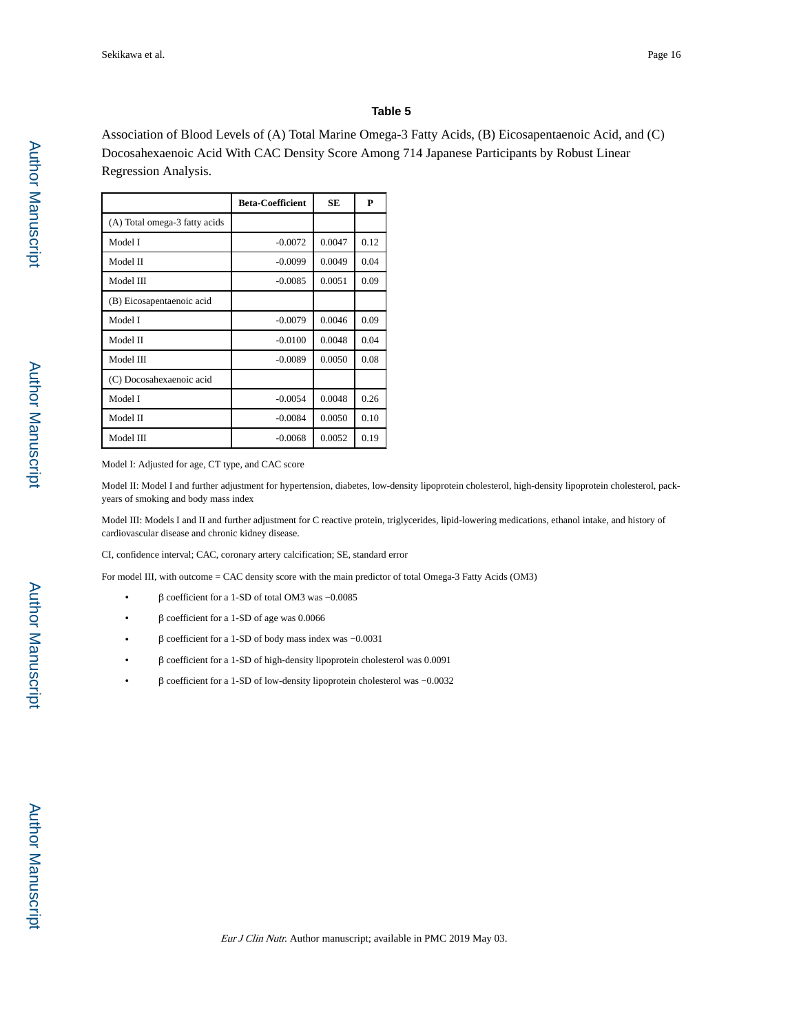## Table 5

Association of Blood Levels of (A) Total Marine Omega-3 Fatty Acids, (B) Eicosapentaenoic Acid, and (C) Docosahexaenoic Acid With CAC Density Score Among 714 Japanese Participants by Robust Linear Regression Analysis.

| | Beta-Coefficient | SE | P |
|---|---|---|---|
| (A) Total omega-3 fatty acids | | | |
| Model I | -0.0072 | 0.0047 | 0.12 |
| Model II | -0.0099 | 0.0049 | 0.04 |
| Model III | -0.0085 | 0.0051 | 0.09 |
| (B) Eicosapentaenoic acid | | | |
| Model I | -0.0079 | 0.0046 | 0.09 |
| Model II | -0.0100 | 0.0048 | 0.04 |
| Model III | -0.0089 | 0.0050 | 0.08 |
| (C) Docosahexaenoic acid | | | |
| Model I | -0.0054 | 0.0048 | 0.26 |
| Model II | -0.0084 | 0.0050 | 0.10 |
| Model III | -0.0068 | 0.0052 | 0.19 |

Model I: Adjusted for age, CT type, and CAC score

Model II: Model I and further adjustment for hypertension, diabetes, low-density lipoprotein cholesterol, high-density lipoprotein cholesterol, pack-years of smoking and body mass index

Model III: Models I and II and further adjustment for C reactive protein, triglycerides, lipid-lowering medications, ethanol intake, and history of cardiovascular disease and chronic kidney disease.

CI, confidence interval; CAC, coronary artery calcification; SE, standard error

For model III, with outcome = CAC density score with the main predictor of total Omega-3 Fatty Acids (OM3)

- β coefficient for a 1-SD of total OM3 was −0.0085
- β coefficient for a 1-SD of age was 0.0066
- β coefficient for a 1-SD of body mass index was −0.0031
- β coefficient for a 1-SD of high-density lipoprotein cholesterol was 0.0091
- β coefficient for a 1-SD of low-density lipoprotein cholesterol was −0.0032